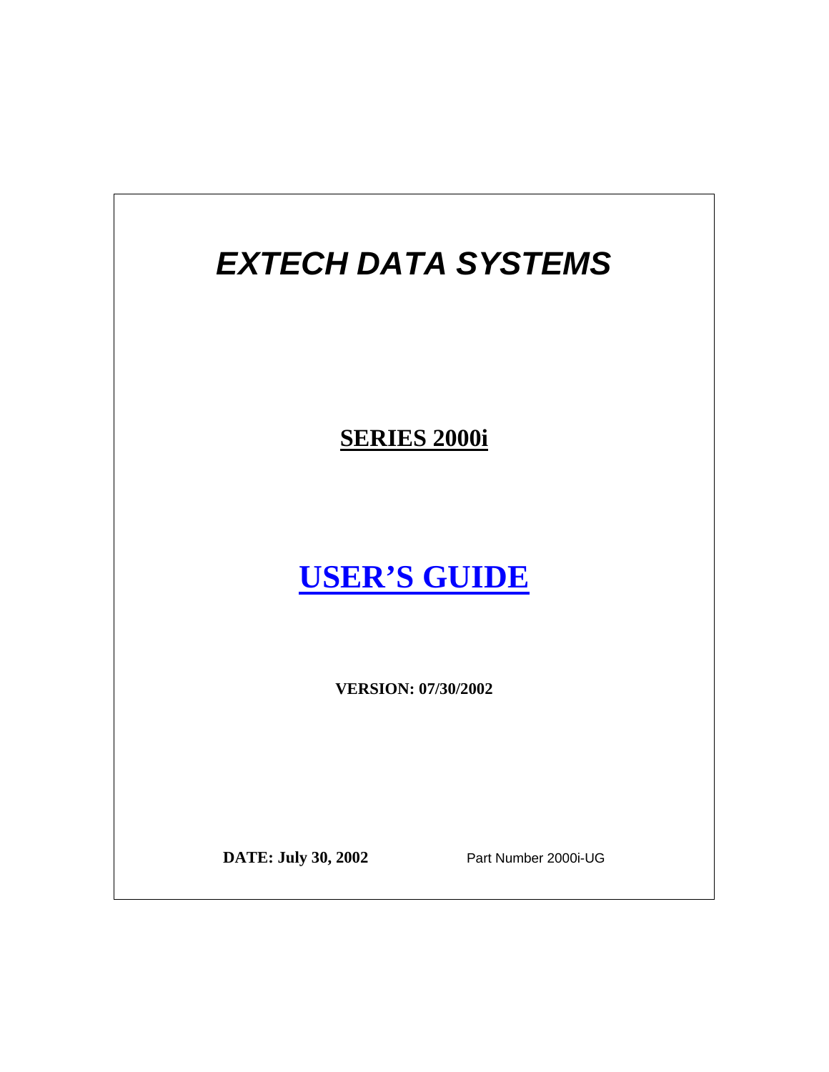# *EXTECH DATA SYSTEMS*

## SERIES 2000i

# USER'S GUIDE

**VERSION: 07/30/2002**

**DATE: July 30, 2002** Part Number 2000i-UG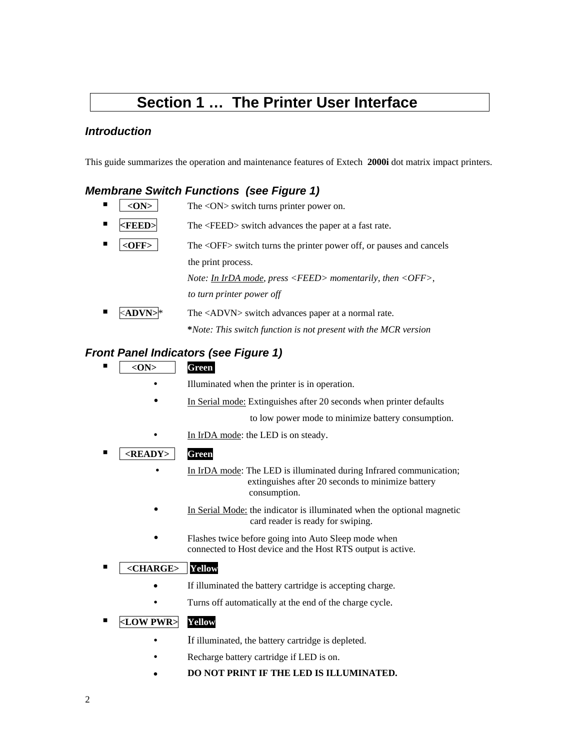# Section 1 … The Printer User Interface

### Introduction

This guide summarizes the operation and maintenance features of Extech **2000i** dot matrix impact printers.

### Membrane Switch Functions (see Figure 1)

- **<ON>** The <ON> switch turns printer power on.
- **<FEED>** The <FEED> switch advances the paper at a fast rate.
- **<OFF>** The <OFF> switch turns the printer power off, or pauses and cancels the print process.
  *Note: In IrDA mode, press <FEED> momentarily, then <OFF>, to turn printer power off*
- **<ADVN>*** The <ADVN> switch advances paper at a normal rate.
  ***Note: This switch function is not present with the MCR version***

### Front Panel Indicators (see Figure 1)

- **<ON>** **Green**
  - Illuminated when the printer is in operation.
  - In Serial mode: Extinguishes after 20 seconds when printer defaults to low power mode to minimize battery consumption.
  - In IrDA mode: the LED is on steady.
- **<READY>** **Green**
  - In IrDA mode: The LED is illuminated during Infrared communication; extinguishes after 20 seconds to minimize battery consumption.
  - In Serial Mode: the indicator is illuminated when the optional magnetic card reader is ready for swiping.
  - Flashes twice before going into Auto Sleep mode when connected to Host device and the Host RTS output is active.
- **<CHARGE>** **Yellow**
  - If illuminated the battery cartridge is accepting charge.
  - Turns off automatically at the end of the charge cycle.
- **<LOW PWR>** **Yellow**
  - If illuminated, the battery cartridge is depleted.
  - Recharge battery cartridge if LED is on.
  - **DO NOT PRINT IF THE LED IS ILLUMINATED.**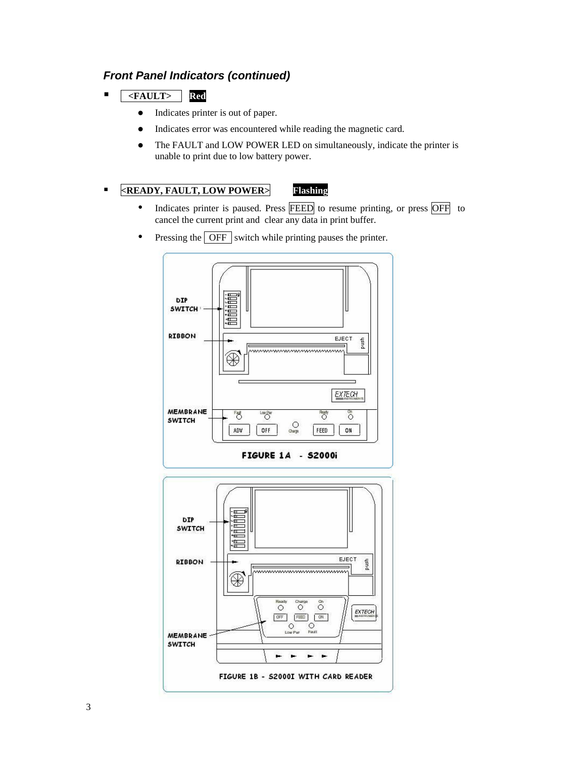### *Front Panel Indicators (continued)*

- **<FAULT>** **Red**
  - Indicates printer is out of paper.
  - Indicates error was encountered while reading the magnetic card.
  - The FAULT and LOW POWER LED on simultaneously, indicate the printer is unable to print due to low battery power.

- **<READY, FAULT, LOW POWER>** **Flashing**
  - Indicates printer is paused. Press FEED to resume printing, or press OFF to cancel the current print and clear any data in print buffer.
  - Pressing the OFF switch while printing pauses the printer.

FIGURE 1A - S2000i

FIGURE 1B - S2000I WITH CARD READER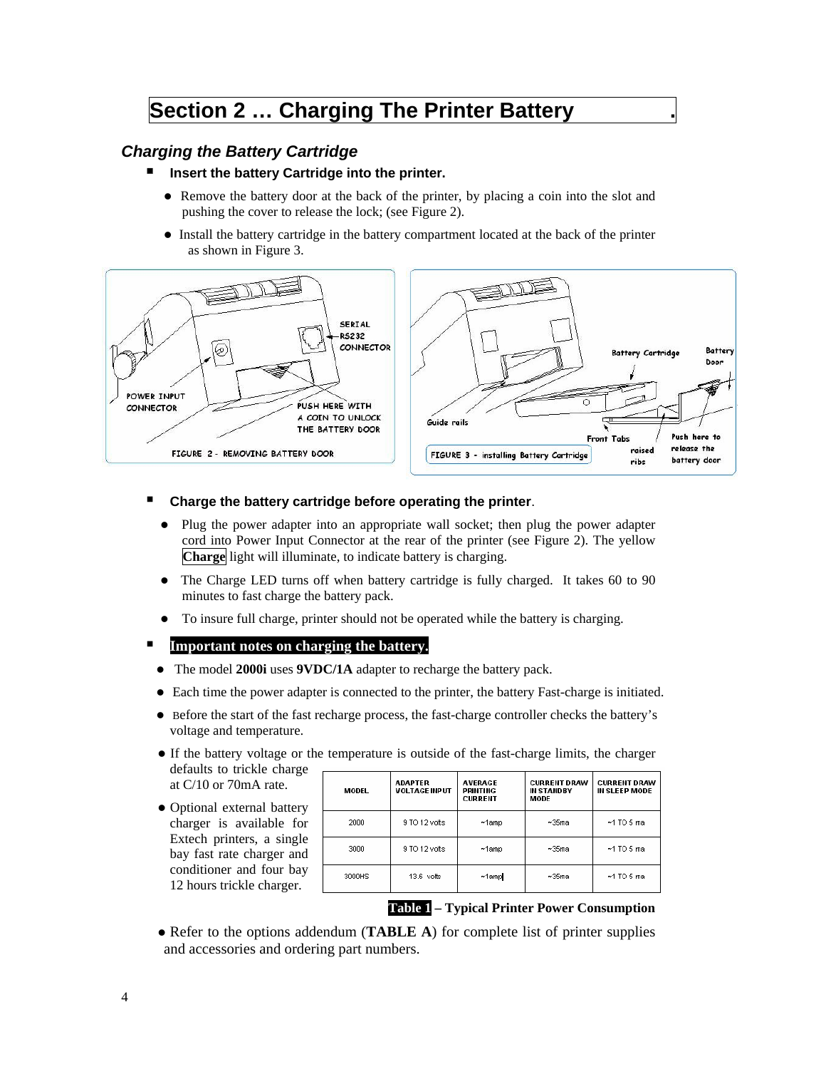## Section 2 … Charging The Printer Battery

### *Charging the Battery Cartridge*

- **Insert the battery Cartridge into the printer.**
  - Remove the battery door at the back of the printer, by placing a coin into the slot and pushing the cover to release the lock; (see Figure 2).
  - Install the battery cartridge in the battery compartment located at the back of the printer as shown in Figure 3.

FIGURE 2 - REMOVING BATTERY DOOR

FIGURE 3 - installing Battery Cartridge

- **Charge the battery cartridge before operating the printer**.
  - Plug the power adapter into an appropriate wall socket; then plug the power adapter cord into Power Input Connector at the rear of the printer (see Figure 2). The yellow **Charge** light will illuminate, to indicate battery is charging.
  - The Charge LED turns off when battery cartridge is fully charged. It takes 60 to 90 minutes to fast charge the battery pack.
  - To insure full charge, printer should not be operated while the battery is charging.
- **Important notes on charging the battery.**
  - The model **2000i** uses **9VDC/1A** adapter to recharge the battery pack.
  - Each time the power adapter is connected to the printer, the battery Fast-charge is initiated.
  - Before the start of the fast recharge process, the fast-charge controller checks the battery's voltage and temperature.
  - If the battery voltage or the temperature is outside of the fast-charge limits, the charger defaults to trickle charge at C/10 or 70mA rate.
  - Optional external battery charger is available for Extech printers, a single bay fast rate charger and conditioner and four bay 12 hours trickle charger.

| MODEL | ADAPTER VOLTAGE INPUT | AVERAGE PRINTING CURRENT | CURRENT DRAW IN STANDBY MODE | CURRENT DRAW IN SLEEP MODE |
|---|---|---|---|---|
| 2000 | 9 TO 12 volts | ~1amp | ~35ma | ~1 TO 5 ma |
| 3000 | 9 TO 12 volts | ~1amp | ~35ma | ~1 TO 5 ma |
| 3000HS | 13.6 volts | ~1amp | ~35ma | ~1 TO 5 ma |

**Table 1 – Typical Printer Power Consumption**

- Refer to the options addendum (**TABLE A**) for complete list of printer supplies and accessories and ordering part numbers.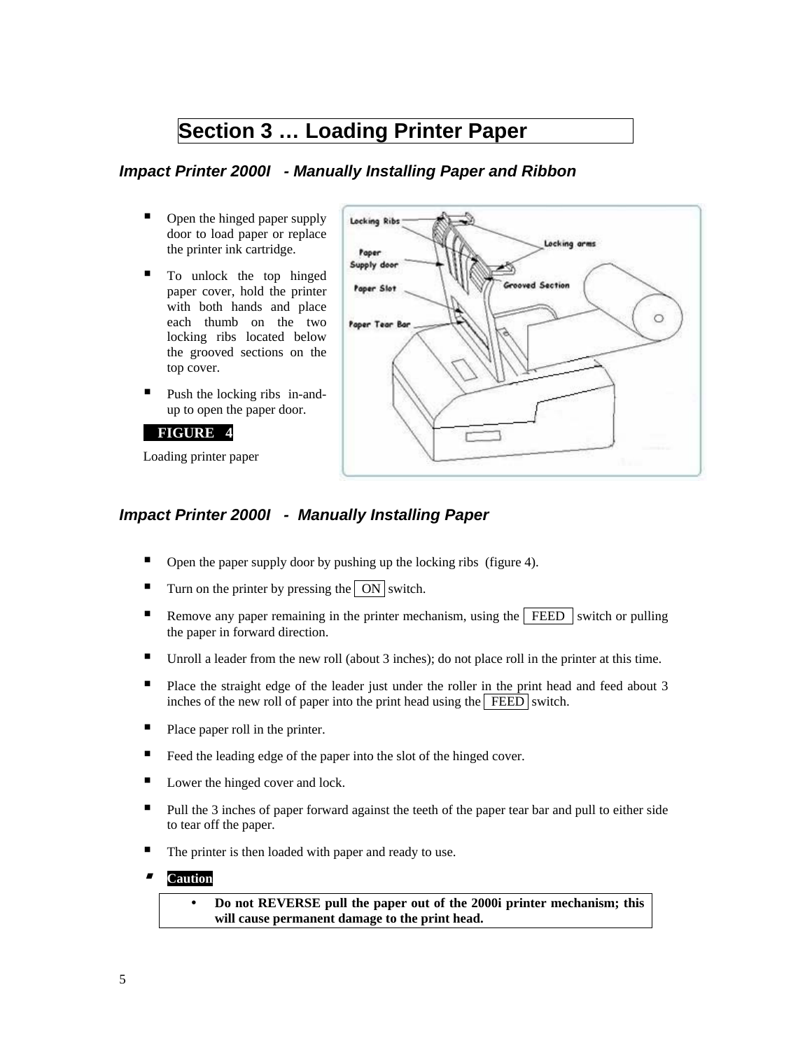# Section 3 … Loading Printer Paper

## *Impact Printer 2000I - Manually Installing Paper and Ribbon*

- Open the hinged paper supply door to load paper or replace the printer ink cartridge.
- To unlock the top hinged paper cover, hold the printer with both hands and place each thumb on the two locking ribs located below the grooved sections on the top cover.
- Push the locking ribs in-and-up to open the paper door.

**FIGURE 4**

Loading printer paper

## *Impact Printer 2000I - Manually Installing Paper*

- Open the paper supply door by pushing up the locking ribs (figure 4).
- Turn on the printer by pressing the ON switch.
- Remove any paper remaining in the printer mechanism, using the FEED switch or pulling the paper in forward direction.
- Unroll a leader from the new roll (about 3 inches); do not place roll in the printer at this time.
- Place the straight edge of the leader just under the roller in the print head and feed about 3 inches of the new roll of paper into the print head using the FEED switch.
- Place paper roll in the printer.
- Feed the leading edge of the paper into the slot of the hinged cover.
- Lower the hinged cover and lock.
- Pull the 3 inches of paper forward against the teeth of the paper tear bar and pull to either side to tear off the paper.
- The printer is then loaded with paper and ready to use.
- **Caution**
  - **Do not REVERSE pull the paper out of the 2000i printer mechanism; this will cause permanent damage to the print head.**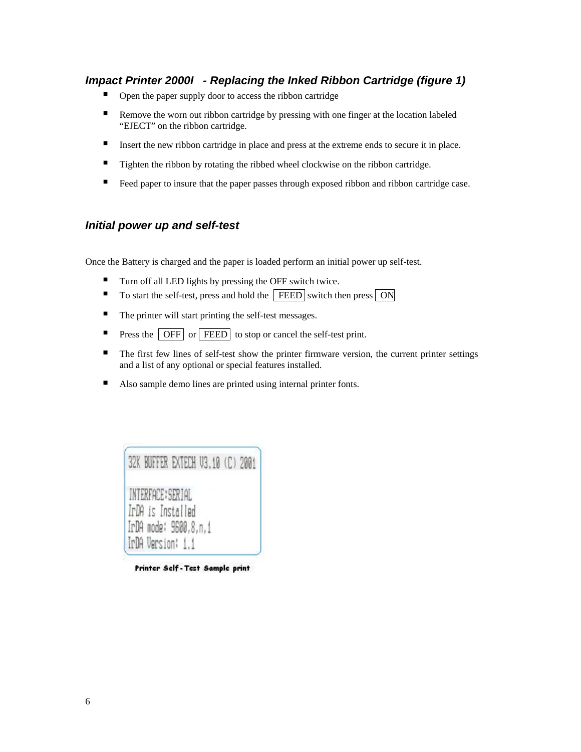### *Impact Printer 2000I - Replacing the Inked Ribbon Cartridge (figure 1)*

- Open the paper supply door to access the ribbon cartridge
- Remove the worn out ribbon cartridge by pressing with one finger at the location labeled "EJECT" on the ribbon cartridge.
- Insert the new ribbon cartridge in place and press at the extreme ends to secure it in place.
- Tighten the ribbon by rotating the ribbed wheel clockwise on the ribbon cartridge.
- Feed paper to insure that the paper passes through exposed ribbon and ribbon cartridge case.

### *Initial power up and self-test*

Once the Battery is charged and the paper is loaded perform an initial power up self-test.

- Turn off all LED lights by pressing the OFF switch twice.
- To start the self-test, press and hold the FEED switch then press ON
- The printer will start printing the self-test messages.
- Press the OFF or FEED to stop or cancel the self-test print.
- The first few lines of self-test show the printer firmware version, the current printer settings and a list of any optional or special features installed.
- Also sample demo lines are printed using internal printer fonts.

```
32K BUFFER EXTECH V3.10 (C) 2001

INTERFACE:SERIAL
IrDA is Installed
IrDA mode: 9600,8,n,1
IrDA Version: 1.1
```

Printer Self-Test Sample print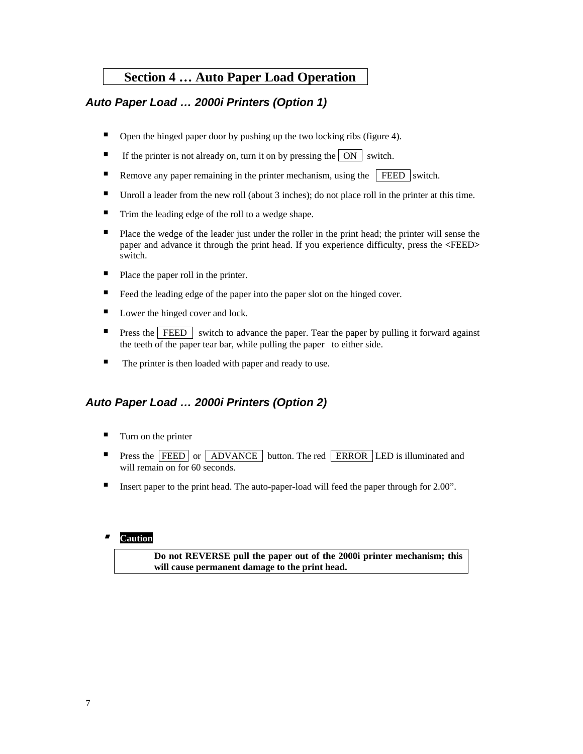# Section 4 … Auto Paper Load Operation

## *Auto Paper Load … 2000i Printers (Option 1)*

- Open the hinged paper door by pushing up the two locking ribs (figure 4).
- If the printer is not already on, turn it on by pressing the ON switch.
- Remove any paper remaining in the printer mechanism, using the FEED switch.
- Unroll a leader from the new roll (about 3 inches); do not place roll in the printer at this time.
- Trim the leading edge of the roll to a wedge shape.
- Place the wedge of the leader just under the roller in the print head; the printer will sense the paper and advance it through the print head. If you experience difficulty, press the **<**FEED**>** switch.
- Place the paper roll in the printer.
- Feed the leading edge of the paper into the paper slot on the hinged cover.
- Lower the hinged cover and lock.
- Press the FEED switch to advance the paper. Tear the paper by pulling it forward against the teeth of the paper tear bar, while pulling the paper to either side.
- The printer is then loaded with paper and ready to use.

## *Auto Paper Load … 2000i Printers (Option 2)*

- Turn on the printer
- Press the FEED or ADVANCE button. The red ERROR LED is illuminated and will remain on for 60 seconds.
- Insert paper to the print head. The auto-paper-load will feed the paper through for 2.00”.

- **Caution**

**Do not REVERSE pull the paper out of the 2000i printer mechanism; this will cause permanent damage to the print head.**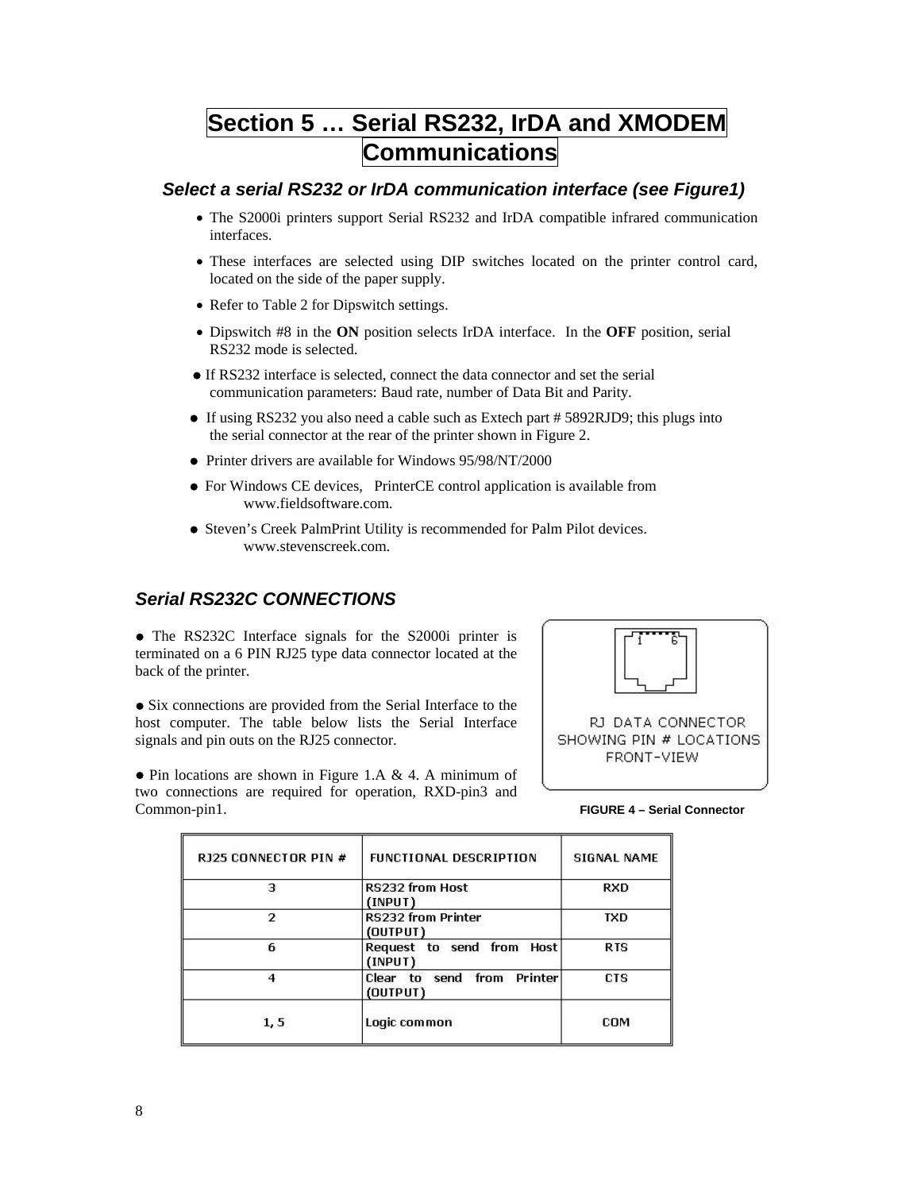# Section 5 … Serial RS232, IrDA and XMODEM Communications

### *Select a serial RS232 or IrDA communication interface (see Figure1)*

- The S2000i printers support Serial RS232 and IrDA compatible infrared communication interfaces.
- These interfaces are selected using DIP switches located on the printer control card, located on the side of the paper supply.
- Refer to Table 2 for Dipswitch settings.
- Dipswitch #8 in the **ON** position selects IrDA interface. In the **OFF** position, serial RS232 mode is selected.
- If RS232 interface is selected, connect the data connector and set the serial communication parameters: Baud rate, number of Data Bit and Parity.
- If using RS232 you also need a cable such as Extech part # 5892RJD9; this plugs into the serial connector at the rear of the printer shown in Figure 2.
- Printer drivers are available for Windows 95/98/NT/2000
- For Windows CE devices, PrinterCE control application is available from www.fieldsoftware.com.
- Steven's Creek PalmPrint Utility is recommended for Palm Pilot devices. www.stevenscreek.com.

### *Serial RS232C CONNECTIONS*

- The RS232C Interface signals for the S2000i printer is terminated on a 6 PIN RJ25 type data connector located at the back of the printer.

- Six connections are provided from the Serial Interface to the host computer. The table below lists the Serial Interface signals and pin outs on the RJ25 connector.

- Pin locations are shown in Figure 1.A & 4. A minimum of two connections are required for operation, RXD-pin3 and Common-pin1.

1 6

RJ DATA CONNECTOR SHOWING PIN # LOCATIONS FRONT-VIEW

**FIGURE 4 – Serial Connector**

| RJ25 CONNECTOR PIN # | FUNCTIONAL DESCRIPTION | SIGNAL NAME |
|---|---|---|
| 3 | RS232 from Host (INPUT) | RXD |
| 2 | RS232 from Printer (OUTPUT) | TXD |
| 6 | Request to send from Host (INPUT) | RTS |
| 4 | Clear to send from Printer (OUTPUT) | CTS |
| 1, 5 | Logic common | COM |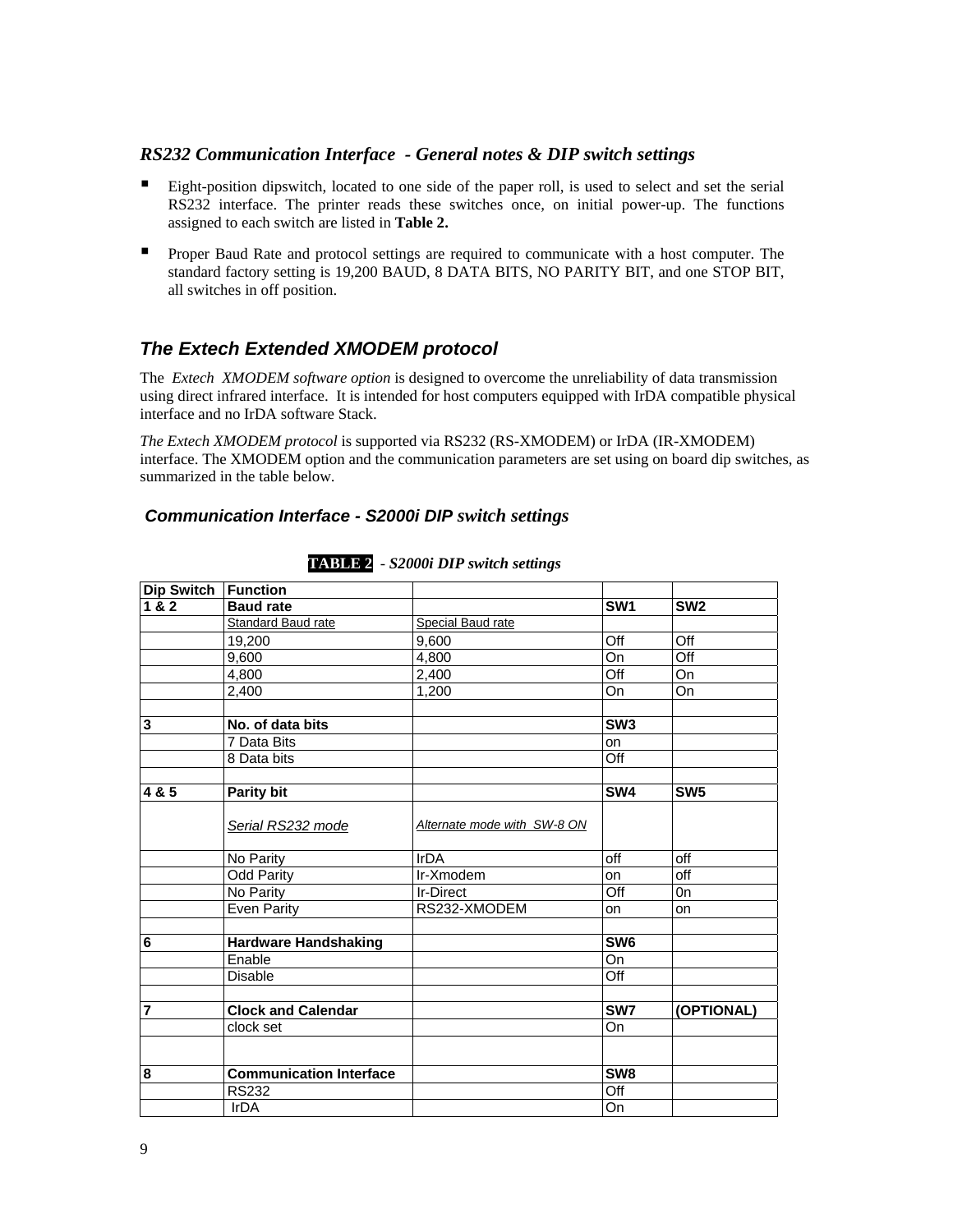### *RS232 Communication Interface - General notes & DIP switch settings*

- Eight-position dipswitch, located to one side of the paper roll, is used to select and set the serial RS232 interface. The printer reads these switches once, on initial power-up. The functions assigned to each switch are listed in **Table 2.**
- Proper Baud Rate and protocol settings are required to communicate with a host computer. The standard factory setting is 19,200 BAUD, 8 DATA BITS, NO PARITY BIT, and one STOP BIT, all switches in off position.

### *The Extech Extended XMODEM protocol*

The *Extech XMODEM software option* is designed to overcome the unreliability of data transmission using direct infrared interface. It is intended for host computers equipped with IrDA compatible physical interface and no IrDA software Stack.

*The Extech XMODEM protocol* is supported via RS232 (RS-XMODEM) or IrDA (IR-XMODEM) interface. The XMODEM option and the communication parameters are set using on board dip switches, as summarized in the table below.

### *Communication Interface - S2000i DIP switch settings*

**TABLE 2** - *S2000i DIP switch settings*

| Dip Switch | Function | | | |
|---|---|---|---|---|
| **1 & 2** | **Baud rate** | | **SW1** | **SW2** |
| | Standard Baud rate | Special Baud rate | | |
| | 19,200 | 9,600 | Off | Off |
| | 9,600 | 4,800 | On | Off |
| | 4,800 | 2,400 | Off | On |
| | 2,400 | 1,200 | On | On |
| | | | | |
| **3** | **No. of data bits** | | **SW3** | |
| | 7 Data Bits | | on | |
| | 8 Data bits | | Off | |
| | | | | |
| **4 & 5** | **Parity bit** | | **SW4** | **SW5** |
| | *Serial RS232 mode* | *Alternate mode with SW-8 ON* | | |
| | No Parity | IrDA | off | off |
| | Odd Parity | Ir-Xmodem | on | off |
| | No Parity | Ir-Direct | Off | 0n |
| | Even Parity | RS232-XMODEM | on | on |
| | | | | |
| **6** | **Hardware Handshaking** | | **SW6** | |
| | Enable | | On | |
| | Disable | | Off | |
| | | | | |
| **7** | **Clock and Calendar** | | **SW7** | **(OPTIONAL)** |
| | clock set | | On | |
| | | | | |
| **8** | **Communication Interface** | | **SW8** | |
| | RS232 | | Off | |
| | IrDA | | On | |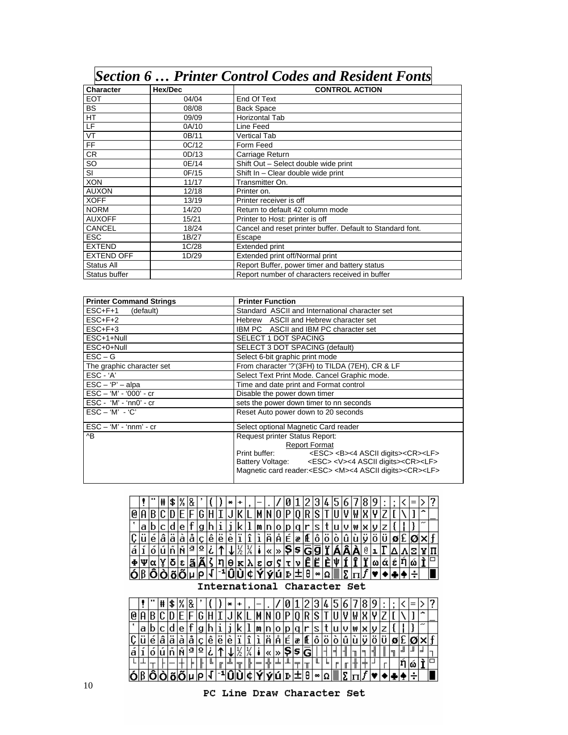# *Section 6 … Printer Control Codes and Resident Fonts*

| Character | Hex/Dec | CONTROL ACTION |
|---|---|---|
| EOT | 04/04 | End Of Text |
| BS | 08/08 | Back Space |
| HT | 09/09 | Horizontal Tab |
| LF | 0A/10 | Line Feed |
| VT | 0B/11 | Vertical Tab |
| FF | 0C/12 | Form Feed |
| CR | 0D/13 | Carriage Return |
| SO | 0E/14 | Shift Out – Select double wide print |
| SI | 0F/15 | Shift In – Clear double wide print |
| XON | 11/17 | Transmitter On. |
| AUXON | 12/18 | Printer on. |
| XOFF | 13/19 | Printer receiver is off |
| NORM | 14/20 | Return to default 42 column mode |
| AUXOFF | 15/21 | Printer to Host: printer is off |
| CANCEL | 18/24 | Cancel and reset printer buffer. Default to Standard font. |
| ESC | 1B/27 | Escape |
| EXTEND | 1C/28 | Extended print |
| EXTEND OFF | 1D/29 | Extended print off/Normal print |
| Status All | | Report Buffer, power timer and battery status |
| Status buffer | | Report number of characters received in buffer |

| Printer Command Strings | Printer Function |
|---|---|
| ESC+F+1 (default) | Standard ASCII and International character set |
| ESC+F+2 | Hebrew ASCII and Hebrew character set |
| ESC+F+3 | IBM PC ASCII and IBM PC character set |
| ESC+1+Null | SELECT 1 DOT SPACING |
| ESC+0+Null | SELECT 3 DOT SPACING (default) |
| ESC – G | Select 6-bit graphic print mode |
| The graphic character set | From character '?'(3FH) to TILDA (7EH), CR & LF |
| ESC - 'A' | Select Text Print Mode. Cancel Graphic mode. |
| ESC – 'P' – alpa | Time and date print and Format control |
| ESC – 'M' - '000' - cr | Disable the power down timer |
| ESC - 'M' - 'nn0' - cr | sets the power down timer to nn seconds |
| ESC – 'M' - 'C' | Reset Auto power down to 20 seconds |
| ESC – 'M' - 'nnm' - cr | Select optional Magnetic Card reader |
| ^B | Request printer Status Report:<br>Report Format<br>Print buffer: <ESC> <B><4 ASCII digits><CR><LF><br>Battery Voltage: <ESC> <V><4 ASCII digits><CR><LF><br>Magnetic card reader:<ESC> <M><4 ASCII digits><CR><LF> |

International Character Set

PC Line Draw Character Set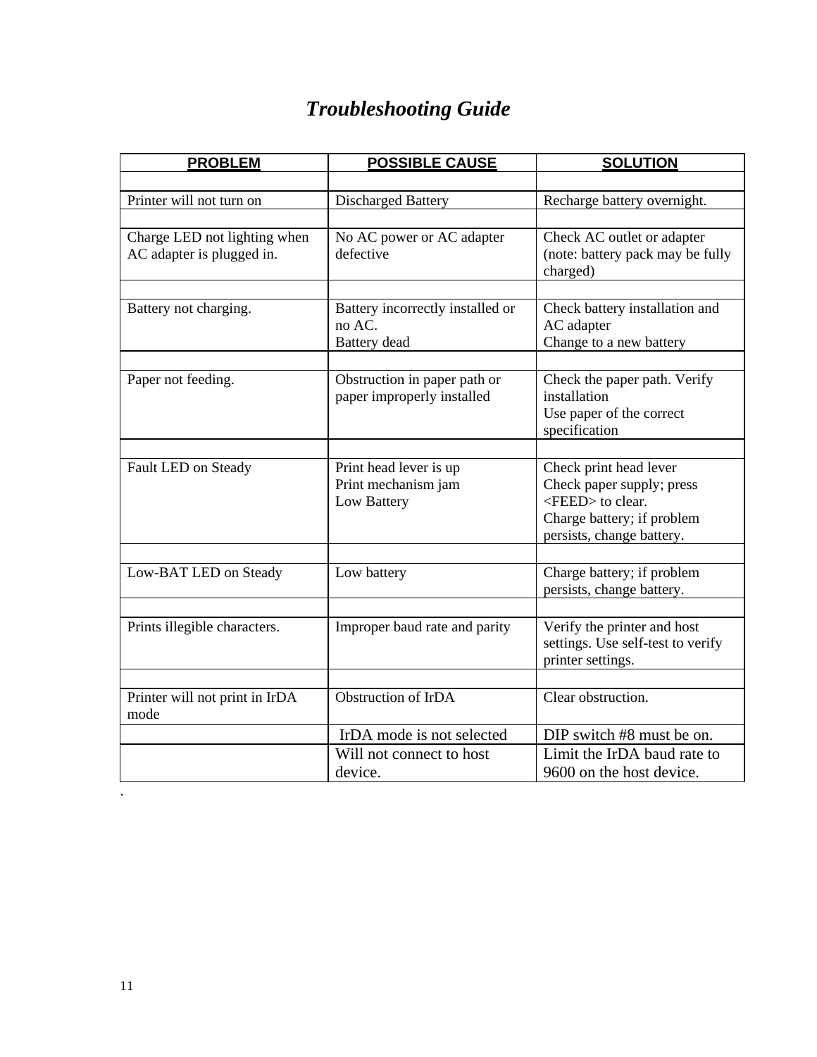# *Troubleshooting Guide*

| PROBLEM | POSSIBLE CAUSE | SOLUTION |
|---|---|---|
| Printer will not turn on | Discharged Battery | Recharge battery overnight. |
| Charge LED not lighting when AC adapter is plugged in. | No AC power or AC adapter defective | Check AC outlet or adapter (note: battery pack may be fully charged) |
| Battery not charging. | Battery incorrectly installed or no AC.<br>Battery dead | Check battery installation and AC adapter<br>Change to a new battery |
| Paper not feeding. | Obstruction in paper path or paper improperly installed | Check the paper path. Verify installation<br>Use paper of the correct specification |
| Fault LED on Steady | Print head lever is up<br>Print mechanism jam<br>Low Battery | Check print head lever<br>Check paper supply; press <FEED> to clear.<br>Charge battery; if problem persists, change battery. |
| Low-BAT LED on Steady | Low battery | Charge battery; if problem persists, change battery. |
| Prints illegible characters. | Improper baud rate and parity | Verify the printer and host settings. Use self-test to verify printer settings. |
| Printer will not print in IrDA mode | Obstruction of IrDA | Clear obstruction. |
| | IrDA mode is not selected | DIP switch #8 must be on. |
| | Will not connect to host device. | Limit the IrDA baud rate to 9600 on the host device. |

.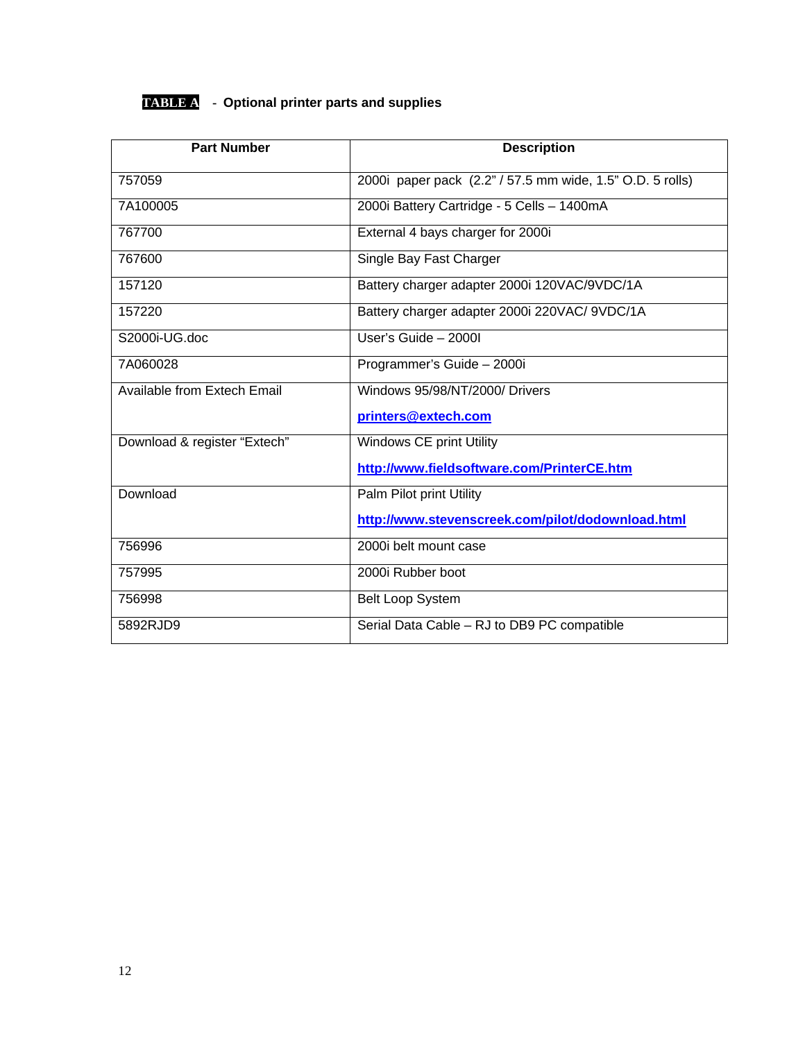**TABLE A** - **Optional printer parts and supplies**

| Part Number | Description |
|---|---|
| 757059 | 2000i paper pack (2.2" / 57.5 mm wide, 1.5" O.D. 5 rolls) |
| 7A100005 | 2000i Battery Cartridge - 5 Cells – 1400mA |
| 767700 | External 4 bays charger for 2000i |
| 767600 | Single Bay Fast Charger |
| 157120 | Battery charger adapter 2000i 120VAC/9VDC/1A |
| 157220 | Battery charger adapter 2000i 220VAC/ 9VDC/1A |
| S2000i-UG.doc | User's Guide – 2000I |
| 7A060028 | Programmer's Guide – 2000i |
| Available from Extech Email | Windows 95/98/NT/2000/ Drivers **printers@extech.com** |
| Download & register "Extech" | Windows CE print Utility **http://www.fieldsoftware.com/PrinterCE.htm** |
| Download | Palm Pilot print Utility **http://www.stevenscreek.com/pilot/dodownload.html** |
| 756996 | 2000i belt mount case |
| 757995 | 2000i Rubber boot |
| 756998 | Belt Loop System |
| 5892RJD9 | Serial Data Cable – RJ to DB9 PC compatible |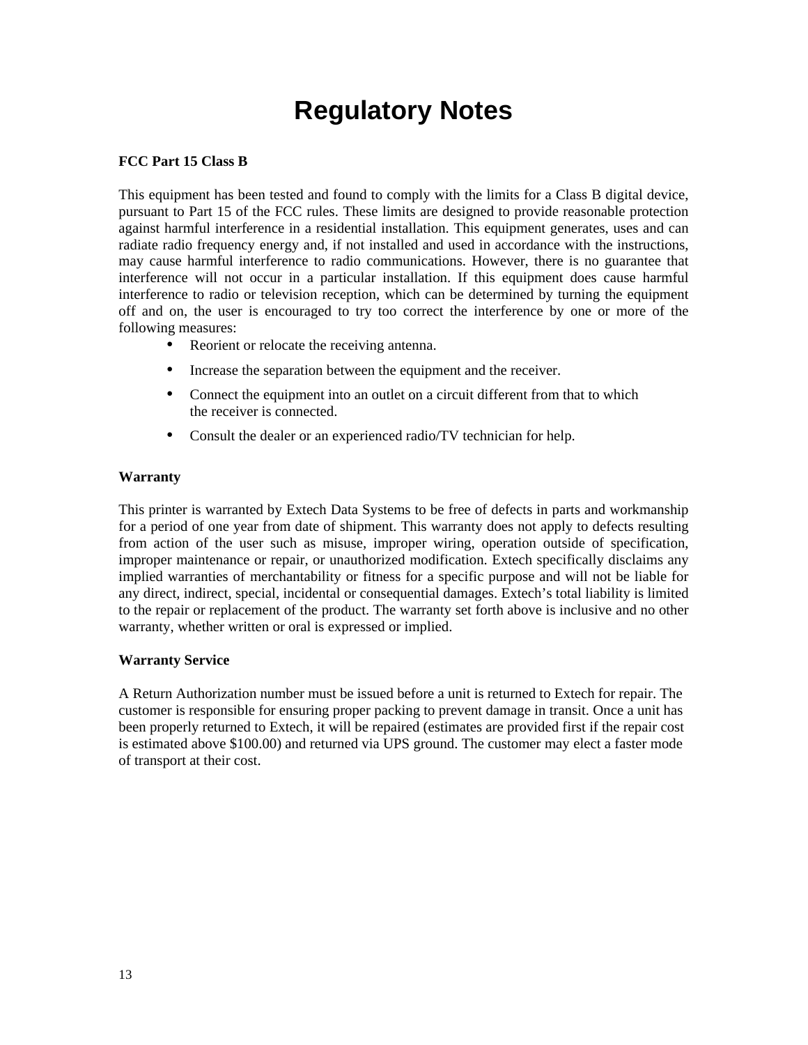# Regulatory Notes

**FCC Part 15 Class B**

This equipment has been tested and found to comply with the limits for a Class B digital device, pursuant to Part 15 of the FCC rules. These limits are designed to provide reasonable protection against harmful interference in a residential installation. This equipment generates, uses and can radiate radio frequency energy and, if not installed and used in accordance with the instructions, may cause harmful interference to radio communications. However, there is no guarantee that interference will not occur in a particular installation. If this equipment does cause harmful interference to radio or television reception, which can be determined by turning the equipment off and on, the user is encouraged to try too correct the interference by one or more of the following measures:

- Reorient or relocate the receiving antenna.
- Increase the separation between the equipment and the receiver.
- Connect the equipment into an outlet on a circuit different from that to which the receiver is connected.
- Consult the dealer or an experienced radio/TV technician for help.

**Warranty**

This printer is warranted by Extech Data Systems to be free of defects in parts and workmanship for a period of one year from date of shipment. This warranty does not apply to defects resulting from action of the user such as misuse, improper wiring, operation outside of specification, improper maintenance or repair, or unauthorized modification. Extech specifically disclaims any implied warranties of merchantability or fitness for a specific purpose and will not be liable for any direct, indirect, special, incidental or consequential damages. Extech's total liability is limited to the repair or replacement of the product. The warranty set forth above is inclusive and no other warranty, whether written or oral is expressed or implied.

**Warranty Service**

A Return Authorization number must be issued before a unit is returned to Extech for repair. The customer is responsible for ensuring proper packing to prevent damage in transit. Once a unit has been properly returned to Extech, it will be repaired (estimates are provided first if the repair cost is estimated above $100.00) and returned via UPS ground. The customer may elect a faster mode of transport at their cost.